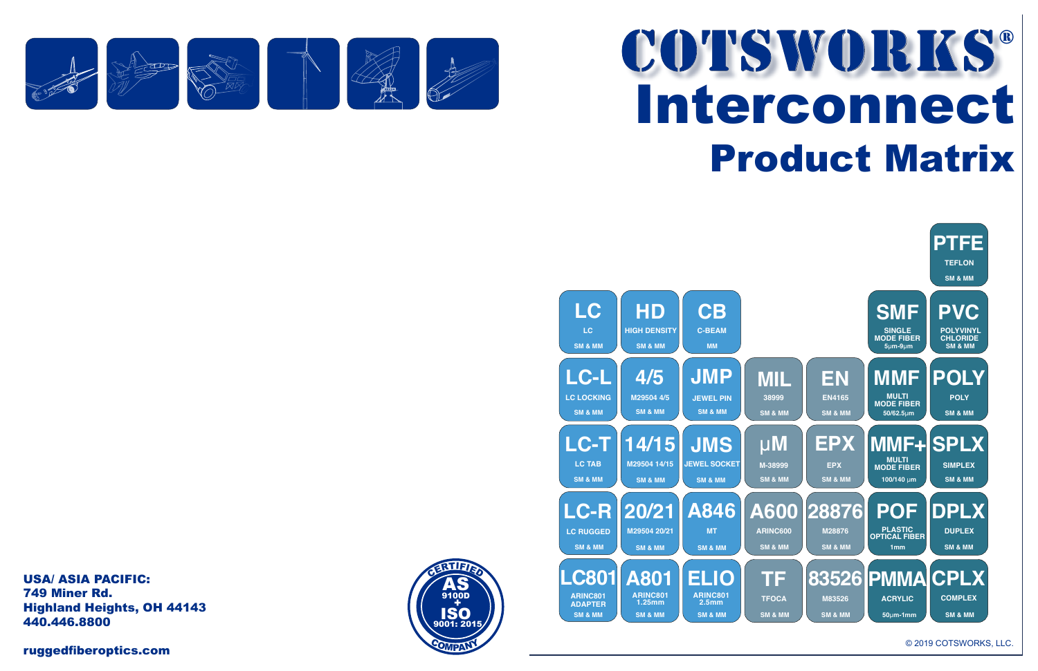# COTSWORKS®

# Interconnect

## Product Matrix

| | | | | | | |
|---|---|---|---|---|---|---|
| | | | | | | **PTFE** TEFLON SM & MM |
| **LC** LC SM & MM | **HD** HIGH DENSITY SM & MM | **CB** C-BEAM MM | | | **SMF** SINGLE MODE FIBER 5µm-9µm | **PVC** POLYVINYL CHLORIDE SM & MM |
| **LC-L** LC LOCKING SM & MM | **4/5** M29504 4/5 SM & MM | **JMP** JEWEL PIN SM & MM | **MIL** 38999 SM & MM | **EN** EN4165 SM & MM | **MMF** MULTI MODE FIBER 50/62.5µm | **POLY** POLY SM & MM |
| **LC-T** LC TAB SM & MM | **14/15** M29504 14/15 SM & MM | **JMS** JEWEL SOCKET SM & MM | **µM** M-38999 SM & MM | **EPX** EPX SM & MM | **MMF+** MULTI MODE FIBER 100/140 µm | **SPLX** SIMPLEX SM & MM |
| **LC-R** LC RUGGED SM & MM | **20/21** M29504 20/21 SM & MM | **A846** MT SM & MM | **A600** ARINC600 SM & MM | **28876** M28876 SM & MM | **POF** PLASTIC OPTICAL FIBER 1mm | **DPLX** DUPLEX SM & MM |
| **LC801** ARINC801 ADAPTER SM & MM | **A801** ARINC801 1.25mm SM & MM | **ELIO** ARINC801 2.5mm SM & MM | **TF** TFOCA SM & MM | **83526** M83526 SM & MM | **PMMA** ACRYLIC 50µm-1mm | **CPLX** COMPLEX SM & MM |

**USA/ ASIA PACIFIC:**
**749 Miner Rd.**
**Highland Heights, OH 44143**
**440.446.8800**

**ruggedfiberoptics.com**

CERTIFIED AS 9100D + ISO 9001: 2015 COMPANY

© 2019 COTSWORKS, LLC.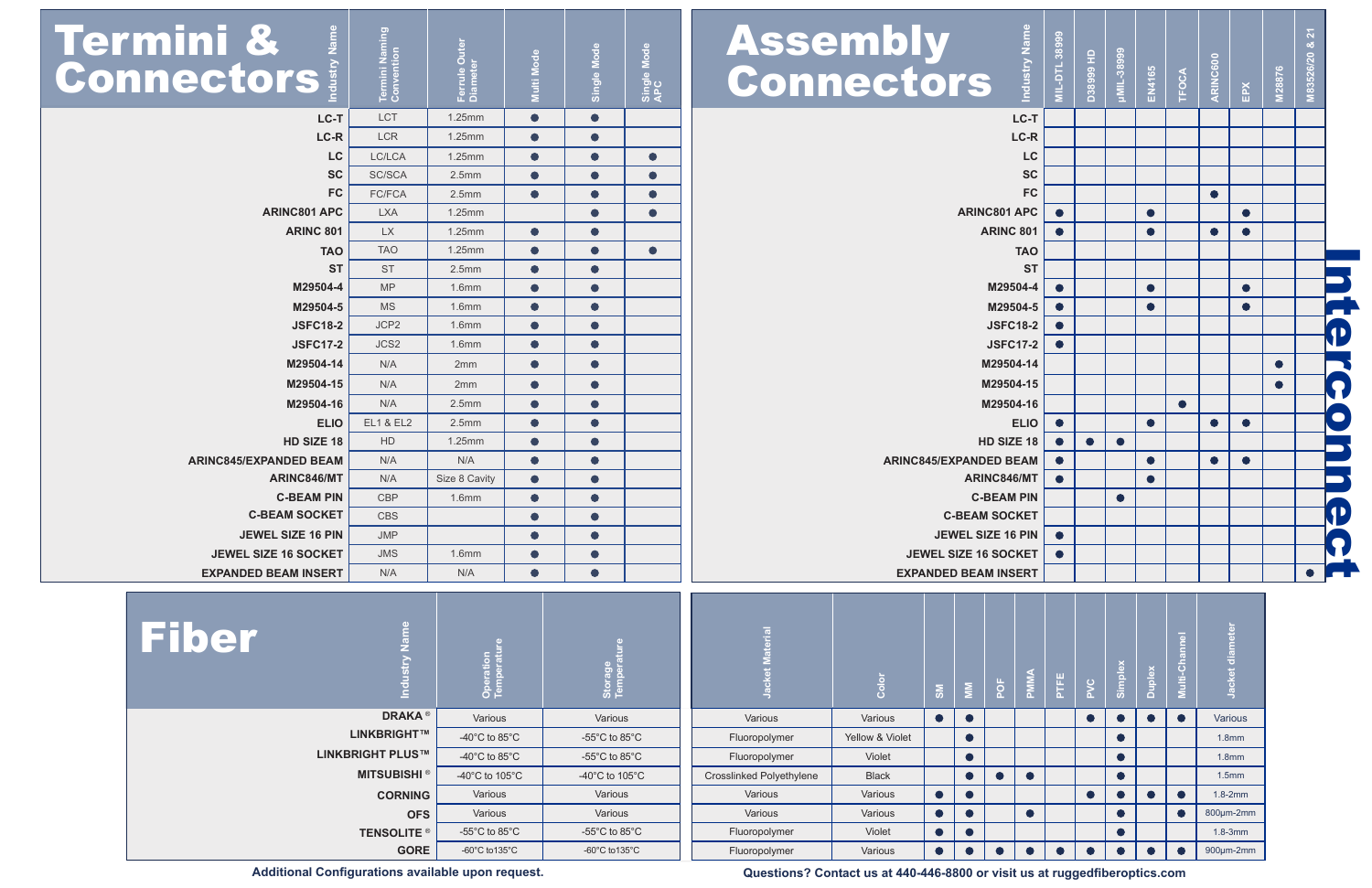# Termini & Connectors

| Industry Name | Termini Naming Convention | Ferrule Outer Diameter | Multi Mode | Single Mode | Single Mode APC |
|---|---|---|---|---|---|
| **LC-T** | LCT | 1.25mm | ● | ● | |
| **LC-R** | LCR | 1.25mm | ● | ● | |
| **LC** | LC/LCA | 1.25mm | ● | ● | ● |
| **SC** | SC/SCA | 2.5mm | ● | ● | ● |
| **FC** | FC/FCA | 2.5mm | ● | ● | ● |
| **ARINC801 APC** | LXA | 1.25mm | | ● | ● |
| **ARINC 801** | LX | 1.25mm | ● | ● | |
| **TAO** | TAO | 1.25mm | ● | ● | ● |
| **ST** | ST | 2.5mm | ● | ● | |
| **M29504-4** | MP | 1.6mm | ● | ● | |
| **M29504-5** | MS | 1.6mm | ● | ● | |
| **JSFC18-2** | JCP2 | 1.6mm | ● | ● | |
| **JSFC17-2** | JCS2 | 1.6mm | ● | ● | |
| **M29504-14** | N/A | 2mm | ● | ● | |
| **M29504-15** | N/A | 2mm | ● | ● | |
| **M29504-16** | N/A | 2.5mm | ● | ● | |
| **ELIO** | EL1 & EL2 | 2.5mm | ● | ● | |
| **HD SIZE 18** | HD | 1.25mm | ● | ● | |
| **ARINC845/EXPANDED BEAM** | N/A | N/A | ● | ● | |
| **ARINC846/MT** | N/A | Size 8 Cavity | ● | ● | |
| **C-BEAM PIN** | CBP | 1.6mm | ● | ● | |
| **C-BEAM SOCKET** | CBS | | ● | ● | |
| **JEWEL SIZE 16 PIN** | JMP | | ● | ● | |
| **JEWEL SIZE 16 SOCKET** | JMS | 1.6mm | ● | ● | |
| **EXPANDED BEAM INSERT** | N/A | N/A | ● | ● | |

# Assembly Connectors

| Industry Name | MIL-DTL 38999 | D38999 HD | μMIL-38999 | EN4165 | TFOCA | ARINC600 | EPX | M28876 | M83526/20 & 21 |
|---|---|---|---|---|---|---|---|---|---|
| **LC-T** | | | | | | | | | |
| **LC-R** | | | | | | | | | |
| **LC** | | | | | | | | | |
| **SC** | | | | | | | | | |
| **FC** | | | | | | ● | | | |
| **ARINC801 APC** | ● | | | ● | | | ● | | |
| **ARINC 801** | ● | | | ● | | ● | ● | | |
| **TAO** | | | | | | | | | |
| **ST** | | | | | | | | | |
| **M29504-4** | ● | | | ● | | | ● | | |
| **M29504-5** | ● | | | ● | | | ● | | |
| **JSFC18-2** | ● | | | | | | | | |
| **JSFC17-2** | ● | | | | | | | | |
| **M29504-14** | | | | | | | | ● | |
| **M29504-15** | | | | | | | | ● | |
| **M29504-16** | | | | | ● | | | | |
| **ELIO** | ● | | | ● | | ● | ● | | |
| **HD SIZE 18** | ● | ● | ● | | | | | | |
| **ARINC845/EXPANDED BEAM** | ● | | | ● | | ● | ● | | |
| **ARINC846/MT** | ● | | | ● | | | | | |
| **C-BEAM PIN** | | | ● | | | | | | |
| **C-BEAM SOCKET** | | | | | | | | | |
| **JEWEL SIZE 16 PIN** | ● | | | | | | | | |
| **JEWEL SIZE 16 SOCKET** | ● | | | | | | | | |
| **EXPANDED BEAM INSERT** | | | | | | | | | ● |

**Interconnect**

# Fiber

| Industry Name | Operation Temperature | Storage Temperature | Jacket Material | Color | SM | MM | POF | PMMA | PTFE | PVC | Simplex | Duplex | Multi-Channel | Jacket diameter |
|---|---|---|---|---|---|---|---|---|---|---|---|---|---|---|
| **DRAKA ®** | Various | Various | Various | Various | ● | ● | | | | ● | ● | ● | ● | Various |
| **LINKBRIGHT™** | -40°C to 85°C | -55°C to 85°C | Fluoropolymer | Yellow & Violet | | ● | | | | | ● | | | 1.8mm |
| **LINKBRIGHT PLUS™** | -40°C to 85°C | -55°C to 85°C | Fluoropolymer | Violet | | ● | | | | | ● | | | 1.8mm |
| **MITSUBISHI ®** | -40°C to 105°C | -40°C to 105°C | Crosslinked Polyethylene | Black | | ● | ● | ● | | | ● | | | 1.5mm |
| **CORNING** | Various | Various | Various | Various | ● | ● | | | | ● | ● | ● | ● | 1.8-2mm |
| **OFS** | Various | Various | Various | Various | ● | ● | | ● | | | ● | | ● | 800μm-2mm |
| **TENSOLITE ®** | -55°C to 85°C | -55°C to 85°C | Fluoropolymer | Violet | ● | ● | | | | | ● | | | 1.8-3mm |
| **GORE** | -60°C to135°C | -60°C to135°C | Fluoropolymer | Various | ● | ● | ● | ● | ● | ● | ● | ● | ● | 900μm-2mm |

**Additional Configurations available upon request.**

**Questions? Contact us at 440-446-8800 or visit us at ruggedfiberoptics.com**